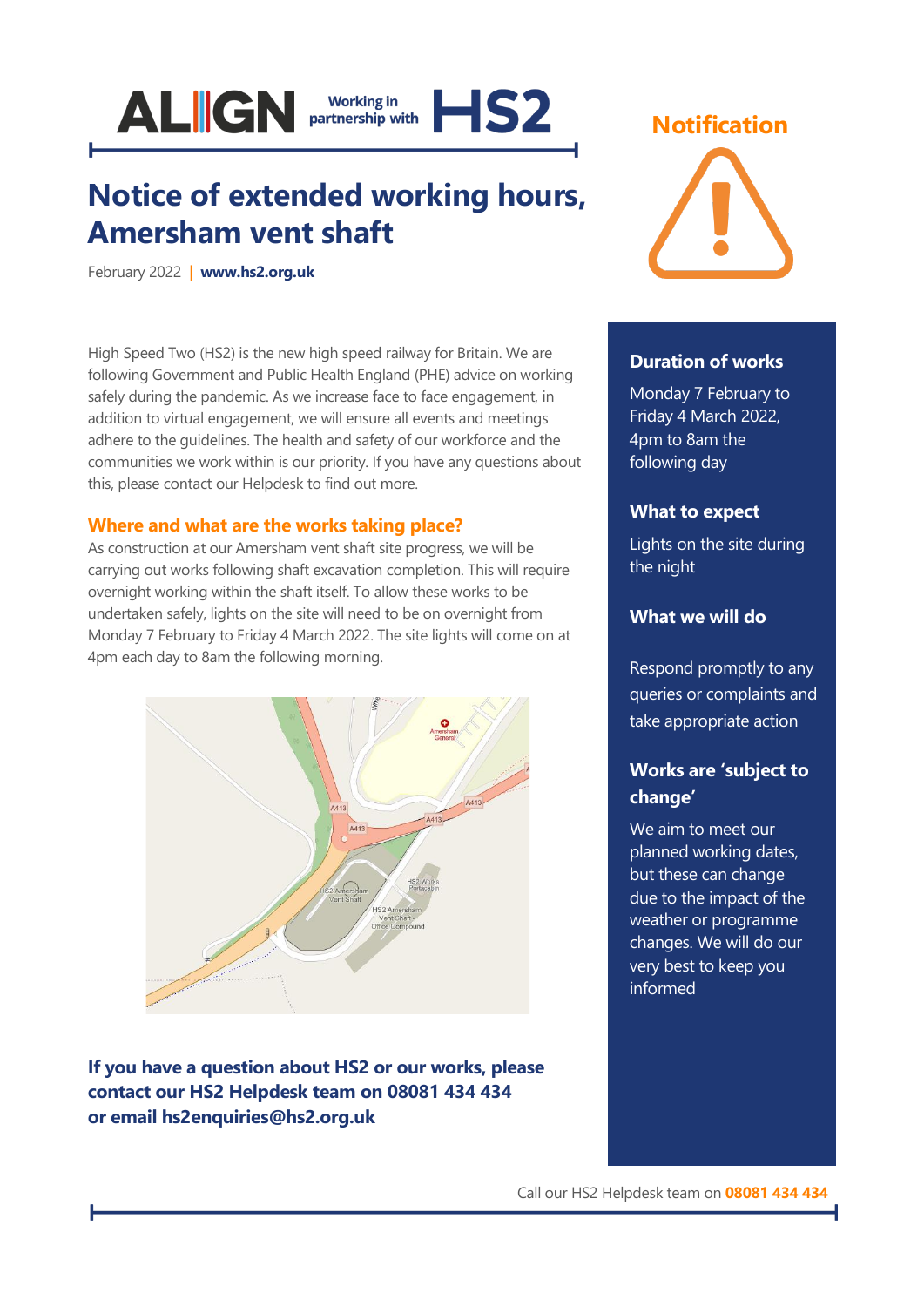ALIGN Working in partnership with HS2

# Notice of extended working hours, Amersham vent shaft

February 2022 | **www.hs2.org.uk**

**Notification**

High Speed Two (HS2) is the new high speed railway for Britain. We are following Government and Public Health England (PHE) advice on working safely during the pandemic. As we increase face to face engagement, in addition to virtual engagement, we will ensure all events and meetings adhere to the guidelines. The health and safety of our workforce and the communities we work within is our priority. If you have any questions about this, please contact our Helpdesk to find out more.

## Where and what are the works taking place?

As construction at our Amersham vent shaft site progress, we will be carrying out works following shaft excavation completion. This will require overnight working within the shaft itself. To allow these works to be undertaken safely, lights on the site will need to be on overnight from Monday 7 February to Friday 4 March 2022. The site lights will come on at 4pm each day to 8am the following morning.

**If you have a question about HS2 or our works, please contact our HS2 Helpdesk team on 08081 434 434 or email hs2enquiries@hs2.org.uk**

### Duration of works

Monday 7 February to Friday 4 March 2022, 4pm to 8am the following day

### What to expect

Lights on the site during the night

### What we will do

Respond promptly to any queries or complaints and take appropriate action

### Works are 'subject to change'

We aim to meet our planned working dates, but these can change due to the impact of the weather or programme changes. We will do our very best to keep you informed

Call our HS2 Helpdesk team on **08081 434 434**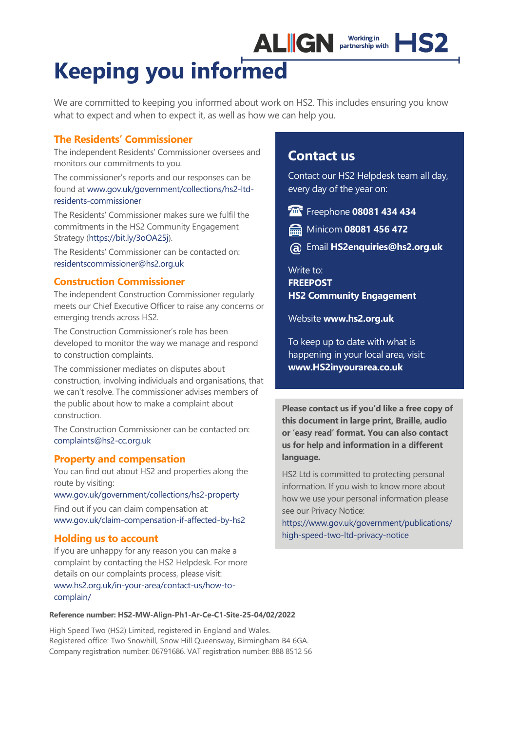ALIGN Working in partnership with HS2

# Keeping you informed

We are committed to keeping you informed about work on HS2. This includes ensuring you know what to expect and when to expect it, as well as how we can help you.

## The Residents' Commissioner

The independent Residents' Commissioner oversees and monitors our commitments to you.

The commissioner's reports and our responses can be found at www.gov.uk/government/collections/hs2-ltd-residents-commissioner

The Residents' Commissioner makes sure we fulfil the commitments in the HS2 Community Engagement Strategy (https://bit.ly/3oOA25j).

The Residents' Commissioner can be contacted on: residentscommissioner@hs2.org.uk

## Construction Commissioner

The independent Construction Commissioner regularly meets our Chief Executive Officer to raise any concerns or emerging trends across HS2.

The Construction Commissioner's role has been developed to monitor the way we manage and respond to construction complaints.

The commissioner mediates on disputes about construction, involving individuals and organisations, that we can't resolve. The commissioner advises members of the public about how to make a complaint about construction.

The Construction Commissioner can be contacted on: complaints@hs2-cc.org.uk

## Property and compensation

You can find out about HS2 and properties along the route by visiting:

www.gov.uk/government/collections/hs2-property

Find out if you can claim compensation at: www.gov.uk/claim-compensation-if-affected-by-hs2

## Holding us to account

If you are unhappy for any reason you can make a complaint by contacting the HS2 Helpdesk. For more details on our complaints process, please visit: www.hs2.org.uk/in-your-area/contact-us/how-to-complain/

## Contact us

Contact our HS2 Helpdesk team all day, every day of the year on:

Freephone **08081 434 434**

Minicom **08081 456 472**

Email **HS2enquiries@hs2.org.uk**

Write to:
**FREEPOST**
**HS2 Community Engagement**

Website **www.hs2.org.uk**

To keep up to date with what is happening in your local area, visit:
**www.HS2inyourarea.co.uk**

**Please contact us if you'd like a free copy of this document in large print, Braille, audio or 'easy read' format. You can also contact us for help and information in a different language.**

HS2 Ltd is committed to protecting personal information. If you wish to know more about how we use your personal information please see our Privacy Notice: https://www.gov.uk/government/publications/high-speed-two-ltd-privacy-notice

**Reference number: HS2-MW-Align-Ph1-Ar-Ce-C1-Site-25-04/02/2022**

High Speed Two (HS2) Limited, registered in England and Wales.
Registered office: Two Snowhill, Snow Hill Queensway, Birmingham B4 6GA.
Company registration number: 06791686. VAT registration number: 888 8512 56